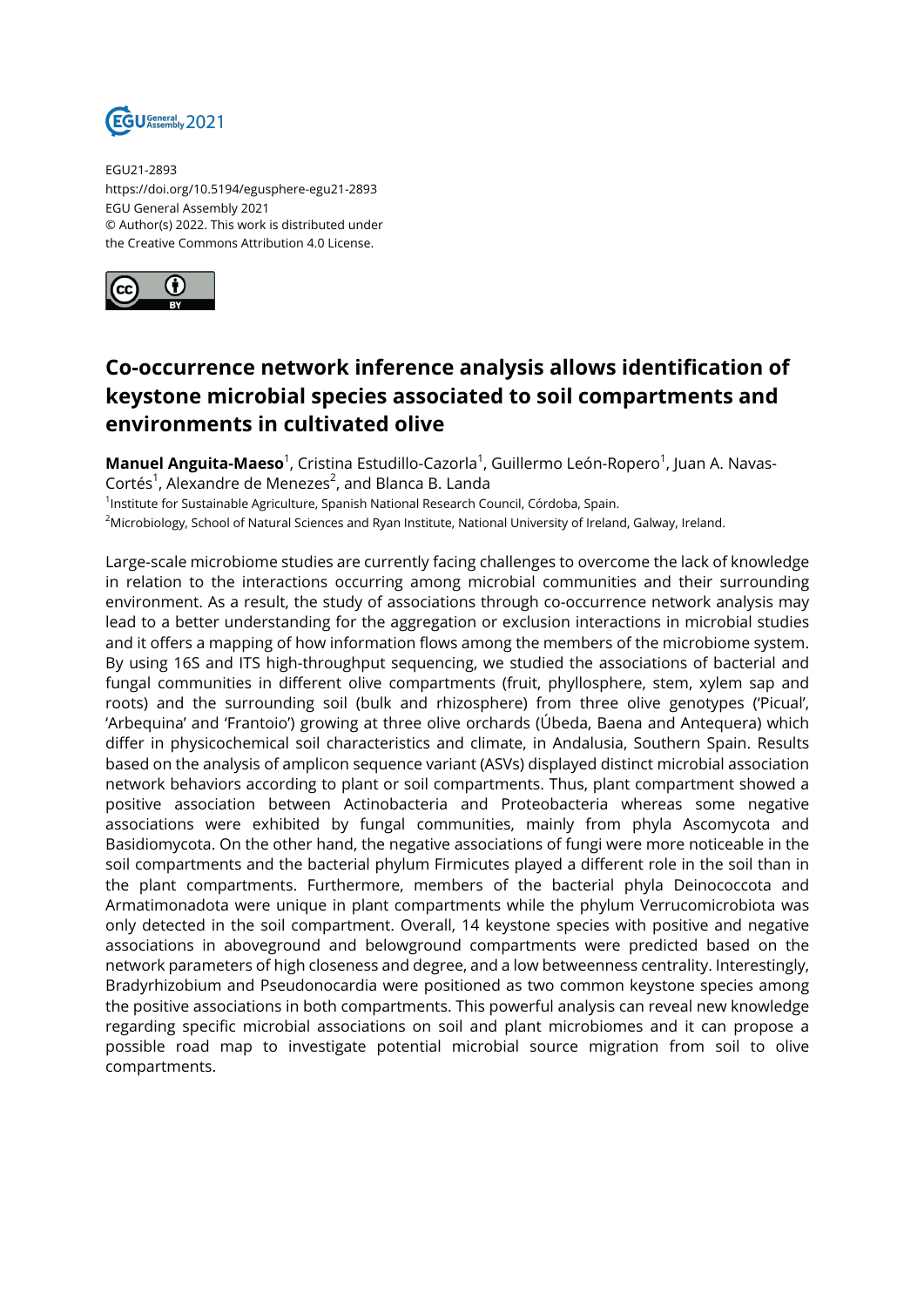EGU21-2893
https://doi.org/10.5194/egusphere-egu21-2893
EGU General Assembly 2021
© Author(s) 2022. This work is distributed under
the Creative Commons Attribution 4.0 License.

# Co-occurrence network inference analysis allows identification of keystone microbial species associated to soil compartments and environments in cultivated olive

**Manuel Anguita-Maeso**[1], Cristina Estudillo-Cazorla[1], Guillermo León-Ropero[1], Juan A. Navas-Cortés[1], Alexandre de Menezes[2], and Blanca B. Landa

[1]Institute for Sustainable Agriculture, Spanish National Research Council, Córdoba, Spain.
[2]Microbiology, School of Natural Sciences and Ryan Institute, National University of Ireland, Galway, Ireland.

Large-scale microbiome studies are currently facing challenges to overcome the lack of knowledge in relation to the interactions occurring among microbial communities and their surrounding environment. As a result, the study of associations through co-occurrence network analysis may lead to a better understanding for the aggregation or exclusion interactions in microbial studies and it offers a mapping of how information flows among the members of the microbiome system. By using 16S and ITS high-throughput sequencing, we studied the associations of bacterial and fungal communities in different olive compartments (fruit, phyllosphere, stem, xylem sap and roots) and the surrounding soil (bulk and rhizosphere) from three olive genotypes ('Picual', 'Arbequina' and 'Frantoio') growing at three olive orchards (Úbeda, Baena and Antequera) which differ in physicochemical soil characteristics and climate, in Andalusia, Southern Spain. Results based on the analysis of amplicon sequence variant (ASVs) displayed distinct microbial association network behaviors according to plant or soil compartments. Thus, plant compartment showed a positive association between Actinobacteria and Proteobacteria whereas some negative associations were exhibited by fungal communities, mainly from phyla Ascomycota and Basidiomycota. On the other hand, the negative associations of fungi were more noticeable in the soil compartments and the bacterial phylum Firmicutes played a different role in the soil than in the plant compartments. Furthermore, members of the bacterial phyla Deinococcota and Armatimonadota were unique in plant compartments while the phylum Verrucomicrobiota was only detected in the soil compartment. Overall, 14 keystone species with positive and negative associations in aboveground and belowground compartments were predicted based on the network parameters of high closeness and degree, and a low betweenness centrality. Interestingly, Bradyrhizobium and Pseudonocardia were positioned as two common keystone species among the positive associations in both compartments. This powerful analysis can reveal new knowledge regarding specific microbial associations on soil and plant microbiomes and it can propose a possible road map to investigate potential microbial source migration from soil to olive compartments.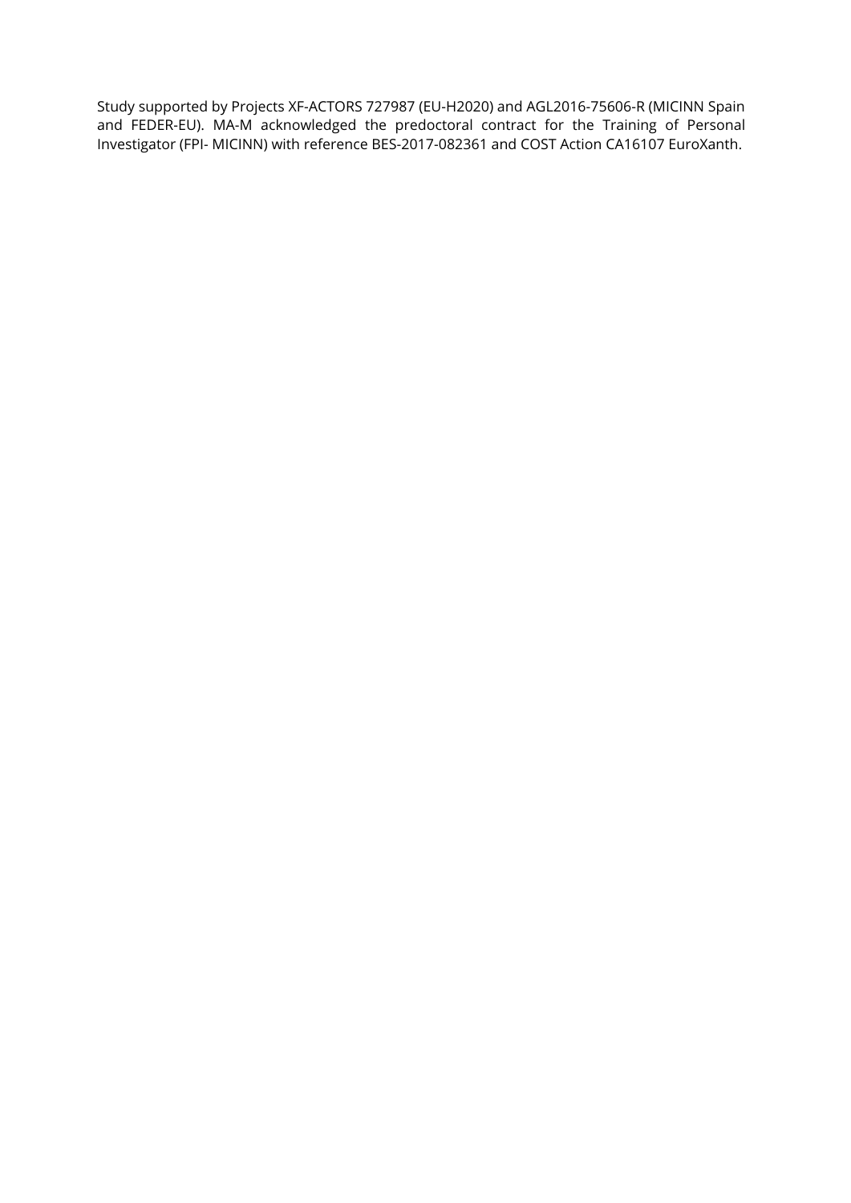Study supported by Projects XF-ACTORS 727987 (EU-H2020) and AGL2016-75606-R (MICINN Spain and FEDER-EU). MA-M acknowledged the predoctoral contract for the Training of Personal Investigator (FPI- MICINN) with reference BES-2017-082361 and COST Action CA16107 EuroXanth.